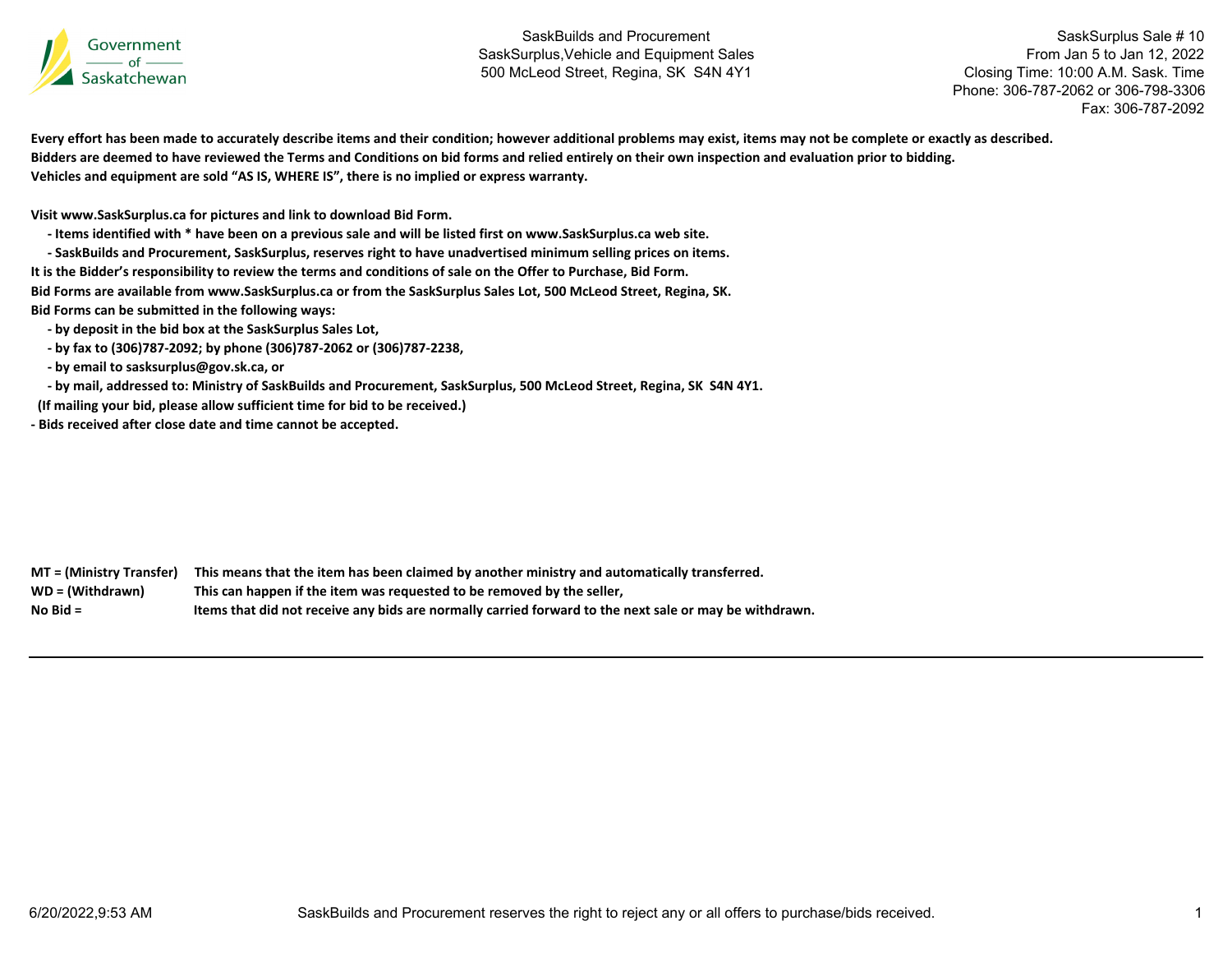Government of Saskatchewan

SaskBuilds and Procurement
SaskSurplus,Vehicle and Equipment Sales
500 McLeod Street, Regina, SK S4N 4Y1

SaskSurplus Sale # 10
From Jan 5 to Jan 12, 2022
Closing Time: 10:00 A.M. Sask. Time
Phone: 306-787-2062 or 306-798-3306
Fax: 306-787-2092

**Every effort has been made to accurately describe items and their condition; however additional problems may exist, items may not be complete or exactly as described.**
**Bidders are deemed to have reviewed the Terms and Conditions on bid forms and relied entirely on their own inspection and evaluation prior to bidding.**
**Vehicles and equipment are sold "AS IS, WHERE IS", there is no implied or express warranty.**

**Visit www.SaskSurplus.ca for pictures and link to download Bid Form.**

- **Items identified with * have been on a previous sale and will be listed first on www.SaskSurplus.ca web site.**
- **SaskBuilds and Procurement, SaskSurplus, reserves right to have unadvertised minimum selling prices on items.**

**It is the Bidder's responsibility to review the terms and conditions of sale on the Offer to Purchase, Bid Form.**
**Bid Forms are available from www.SaskSurplus.ca or from the SaskSurplus Sales Lot, 500 McLeod Street, Regina, SK.**
**Bid Forms can be submitted in the following ways:**

- **by deposit in the bid box at the SaskSurplus Sales Lot,**
- **by fax to (306)787-2092; by phone (306)787-2062 or (306)787-2238,**
- **by email to sasksurplus@gov.sk.ca, or**
- **by mail, addressed to: Ministry of SaskBuilds and Procurement, SaskSurplus, 500 McLeod Street, Regina, SK S4N 4Y1.**

**(If mailing your bid, please allow sufficient time for bid to be received.)**

**- Bids received after close date and time cannot be accepted.**

| | |
|---|---|
| **MT = (Ministry Transfer)** | **This means that the item has been claimed by another ministry and automatically transferred.** |
| **WD = (Withdrawn)** | **This can happen if the item was requested to be removed by the seller,** |
| **No Bid =** | **Items that did not receive any bids are normally carried forward to the next sale or may be withdrawn.** |

SaskBuilds and Procurement reserves the right to reject any or all offers to purchase/bids received.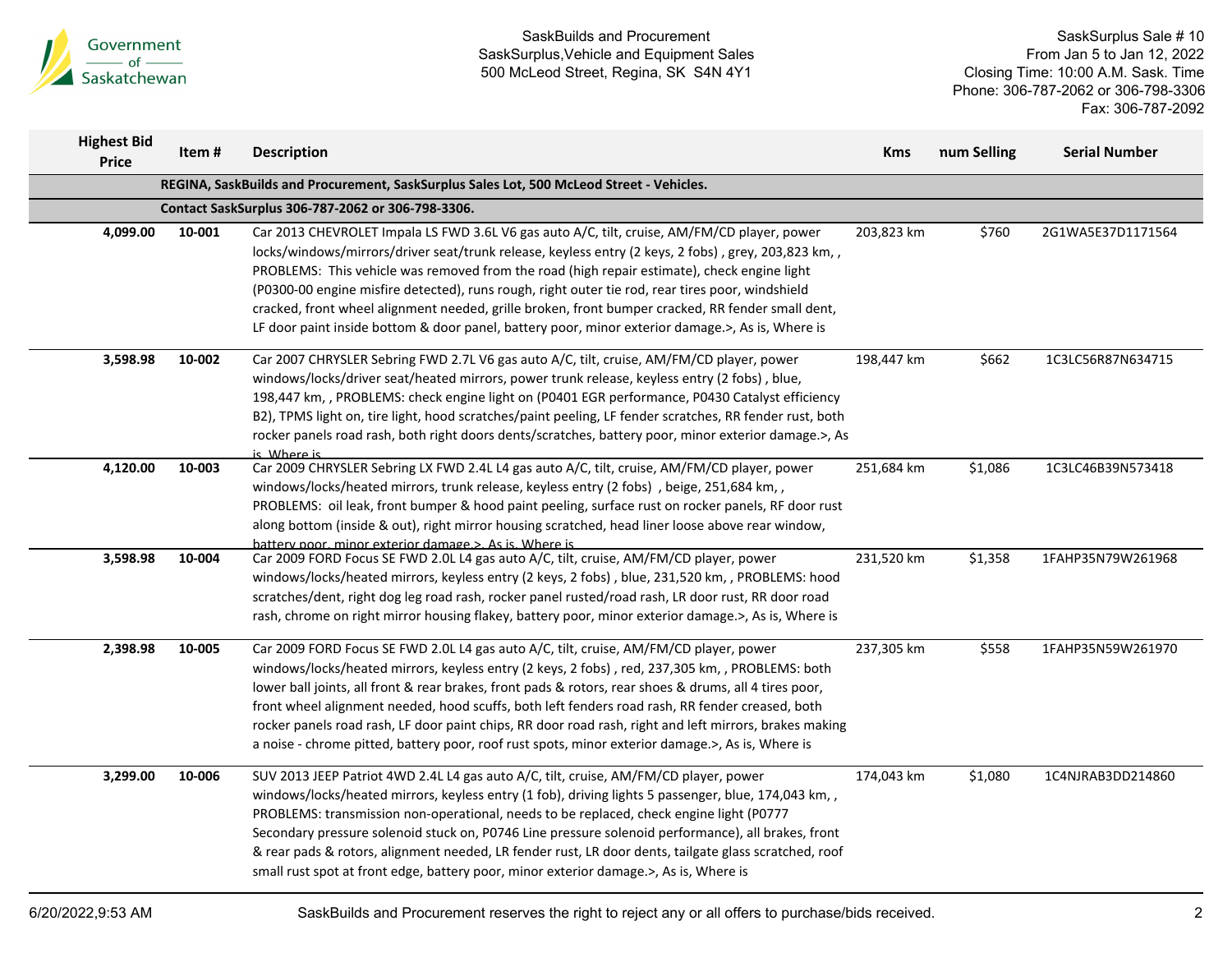Government of Saskatchewan

SaskBuilds and Procurement
SaskSurplus,Vehicle and Equipment Sales
500 McLeod Street, Regina, SK S4N 4Y1

SaskSurplus Sale # 10
From Jan 5 to Jan 12, 2022
Closing Time: 10:00 A.M. Sask. Time
Phone: 306-787-2062 or 306-798-3306
Fax: 306-787-2092

| Highest Bid Price | Item # | Description | Kms | num Selling | Serial Number |
|---|---|---|---|---|---|
| | | **REGINA, SaskBuilds and Procurement, SaskSurplus Sales Lot, 500 McLeod Street - Vehicles.** | | | |
| | | **Contact SaskSurplus 306-787-2062 or 306-798-3306.** | | | |
| 4,099.00 | 10-001 | Car 2013 CHEVROLET Impala LS FWD 3.6L V6 gas auto A/C, tilt, cruise, AM/FM/CD player, power locks/windows/mirrors/driver seat/trunk release, keyless entry (2 keys, 2 fobs) , grey, 203,823 km, , PROBLEMS: This vehicle was removed from the road (high repair estimate), check engine light (P0300-00 engine misfire detected), runs rough, right outer tie rod, rear tires poor, windshield cracked, front wheel alignment needed, grille broken, front bumper cracked, RR fender small dent, LF door paint inside bottom & door panel, battery poor, minor exterior damage.>, As is, Where is | 203,823 km | $760 | 2G1WA5E37D1171564 |
| 3,598.98 | 10-002 | Car 2007 CHRYSLER Sebring FWD 2.7L V6 gas auto A/C, tilt, cruise, AM/FM/CD player, power windows/locks/driver seat/heated mirrors, power trunk release, keyless entry (2 fobs) , blue, 198,447 km, , PROBLEMS: check engine light on (P0401 EGR performance, P0430 Catalyst efficiency B2), TPMS light on, tire light, hood scratches/paint peeling, LF fender scratches, RR fender rust, both rocker panels road rash, both right doors dents/scratches, battery poor, minor exterior damage.>, As is, Where is | 198,447 km | $662 | 1C3LC56R87N634715 |
| 4,120.00 | 10-003 | Car 2009 CHRYSLER Sebring LX FWD 2.4L L4 gas auto A/C, tilt, cruise, AM/FM/CD player, power windows/locks/heated mirrors, trunk release, keyless entry (2 fobs) , beige, 251,684 km, , PROBLEMS: oil leak, front bumper & hood paint peeling, surface rust on rocker panels, RF door rust along bottom (inside & out), right mirror housing scratched, head liner loose above rear window, battery poor, minor exterior damage.>, As is, Where is | 251,684 km | $1,086 | 1C3LC46B39N573418 |
| 3,598.98 | 10-004 | Car 2009 FORD Focus SE FWD 2.0L L4 gas auto A/C, tilt, cruise, AM/FM/CD player, power windows/locks/heated mirrors, keyless entry (2 keys, 2 fobs) , blue, 231,520 km, , PROBLEMS: hood scratches/dent, right dog leg road rash, rocker panel rusted/road rash, LR door rust, RR door road rash, chrome on right mirror housing flakey, battery poor, minor exterior damage.>, As is, Where is | 231,520 km | $1,358 | 1FAHP35N79W261968 |
| 2,398.98 | 10-005 | Car 2009 FORD Focus SE FWD 2.0L L4 gas auto A/C, tilt, cruise, AM/FM/CD player, power windows/locks/heated mirrors, keyless entry (2 keys, 2 fobs) , red, 237,305 km, , PROBLEMS: both lower ball joints, all front & rear brakes, front pads & rotors, rear shoes & drums, all 4 tires poor, front wheel alignment needed, hood scuffs, both left fenders road rash, RR fender creased, both rocker panels road rash, LF door paint chips, RR door road rash, right and left mirrors, brakes making a noise - chrome pitted, battery poor, roof rust spots, minor exterior damage.>, As is, Where is | 237,305 km | $558 | 1FAHP35N59W261970 |
| 3,299.00 | 10-006 | SUV 2013 JEEP Patriot 4WD 2.4L L4 gas auto A/C, tilt, cruise, AM/FM/CD player, power windows/locks/heated mirrors, keyless entry (1 fob), driving lights 5 passenger, blue, 174,043 km, , PROBLEMS: transmission non-operational, needs to be replaced, check engine light (P0777 Secondary pressure solenoid stuck on, P0746 Line pressure solenoid performance), all brakes, front & rear pads & rotors, alignment needed, LR fender rust, LR door dents, tailgate glass scratched, roof small rust spot at front edge, battery poor, minor exterior damage.>, As is, Where is | 174,043 km | $1,080 | 1C4NJRAB3DD214860 |

6/20/2022,9:53 AM

SaskBuilds and Procurement reserves the right to reject any or all offers to purchase/bids received.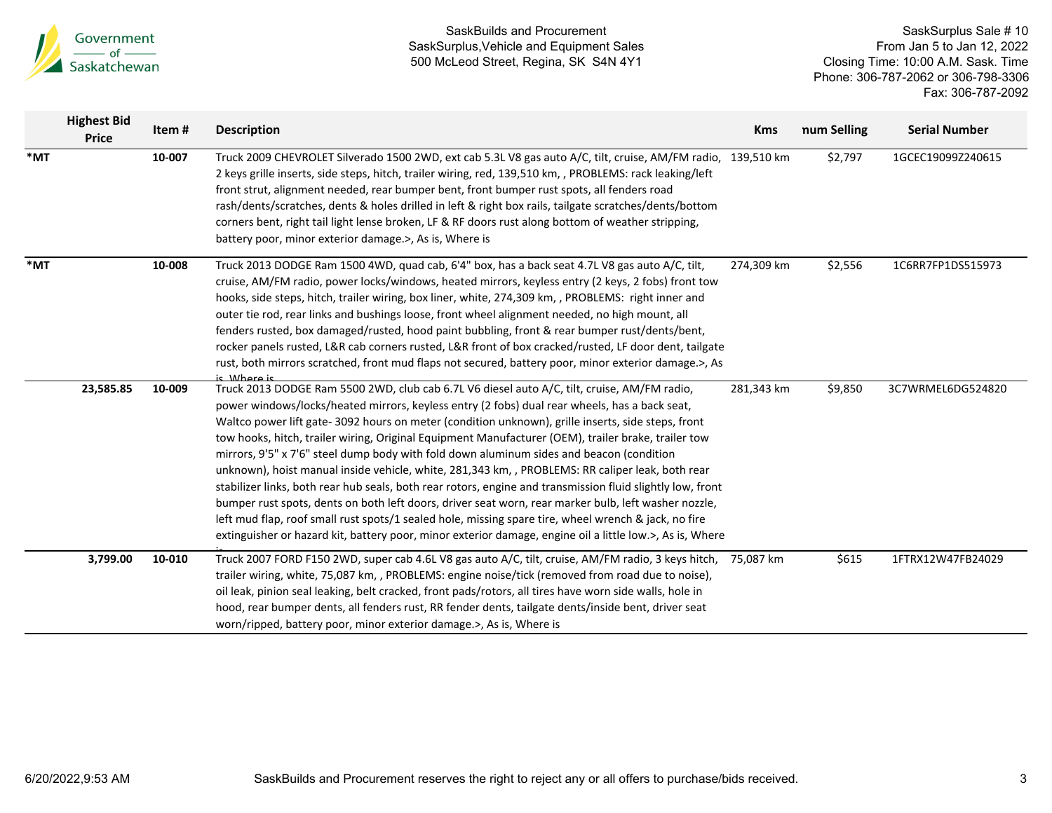| Highest Bid Price | Item # | Description | Kms | num Selling | Serial Number |
|---|---|---|---|---|---|
| *MT | 10-007 | Truck 2009 CHEVROLET Silverado 1500 2WD, ext cab 5.3L V8 gas auto A/C, tilt, cruise, AM/FM radio, 2 keys grille inserts, side steps, hitch, trailer wiring, red, 139,510 km, , PROBLEMS: rack leaking/left front strut, alignment needed, rear bumper bent, front bumper rust spots, all fenders road rash/dents/scratches, dents & holes drilled in left & right box rails, tailgate scratches/dents/bottom corners bent, right tail light lense broken, LF & RF doors rust along bottom of weather stripping, battery poor, minor exterior damage.>, As is, Where is | 139,510 km | $2,797 | 1GCEC19099Z240615 |
| *MT | 10-008 | Truck 2013 DODGE Ram 1500 4WD, quad cab, 6'4" box, has a back seat 4.7L V8 gas auto A/C, tilt, cruise, AM/FM radio, power locks/windows, heated mirrors, keyless entry (2 keys, 2 fobs) front tow hooks, side steps, hitch, trailer wiring, box liner, white, 274,309 km, , PROBLEMS: right inner and outer tie rod, rear links and bushings loose, front wheel alignment needed, no high mount, all fenders rusted, box damaged/rusted, hood paint bubbling, front & rear bumper rust/dents/bent, rocker panels rusted, L&R cab corners rusted, L&R front of box cracked/rusted, LF door dent, tailgate rust, both mirrors scratched, front mud flaps not secured, battery poor, minor exterior damage.>, As is, Where is | 274,309 km | $2,556 | 1C6RR7FP1DS515973 |
| 23,585.85 | 10-009 | Truck 2013 DODGE Ram 5500 2WD, club cab 6.7L V6 diesel auto A/C, tilt, cruise, AM/FM radio, power windows/locks/heated mirrors, keyless entry (2 fobs) dual rear wheels, has a back seat, Waltco power lift gate- 3092 hours on meter (condition unknown), grille inserts, side steps, front tow hooks, hitch, trailer wiring, Original Equipment Manufacturer (OEM), trailer brake, trailer tow mirrors, 9'5" x 7'6" steel dump body with fold down aluminum sides and beacon (condition unknown), hoist manual inside vehicle, white, 281,343 km, , PROBLEMS: RR caliper leak, both rear stabilizer links, both rear hub seals, both rear rotors, engine and transmission fluid slightly low, front bumper rust spots, dents on both left doors, driver seat worn, rear marker bulb, left washer nozzle, left mud flap, roof small rust spots/1 sealed hole, missing spare tire, wheel wrench & jack, no fire extinguisher or hazard kit, battery poor, minor exterior damage, engine oil a little low.>, As is, Where is | 281,343 km | $9,850 | 3C7WRMEL6DG524820 |
| 3,799.00 | 10-010 | Truck 2007 FORD F150 2WD, super cab 4.6L V8 gas auto A/C, tilt, cruise, AM/FM radio, 3 keys hitch, trailer wiring, white, 75,087 km, , PROBLEMS: engine noise/tick (removed from road due to noise), oil leak, pinion seal leaking, belt cracked, front pads/rotors, all tires have worn side walls, hole in hood, rear bumper dents, all fenders rust, RR fender dents, tailgate dents/inside bent, driver seat worn/ripped, battery poor, minor exterior damage.>, As is, Where is | 75,087 km | $615 | 1FTRX12W47FB24029 |

SaskBuilds and Procurement reserves the right to reject any or all offers to purchase/bids received.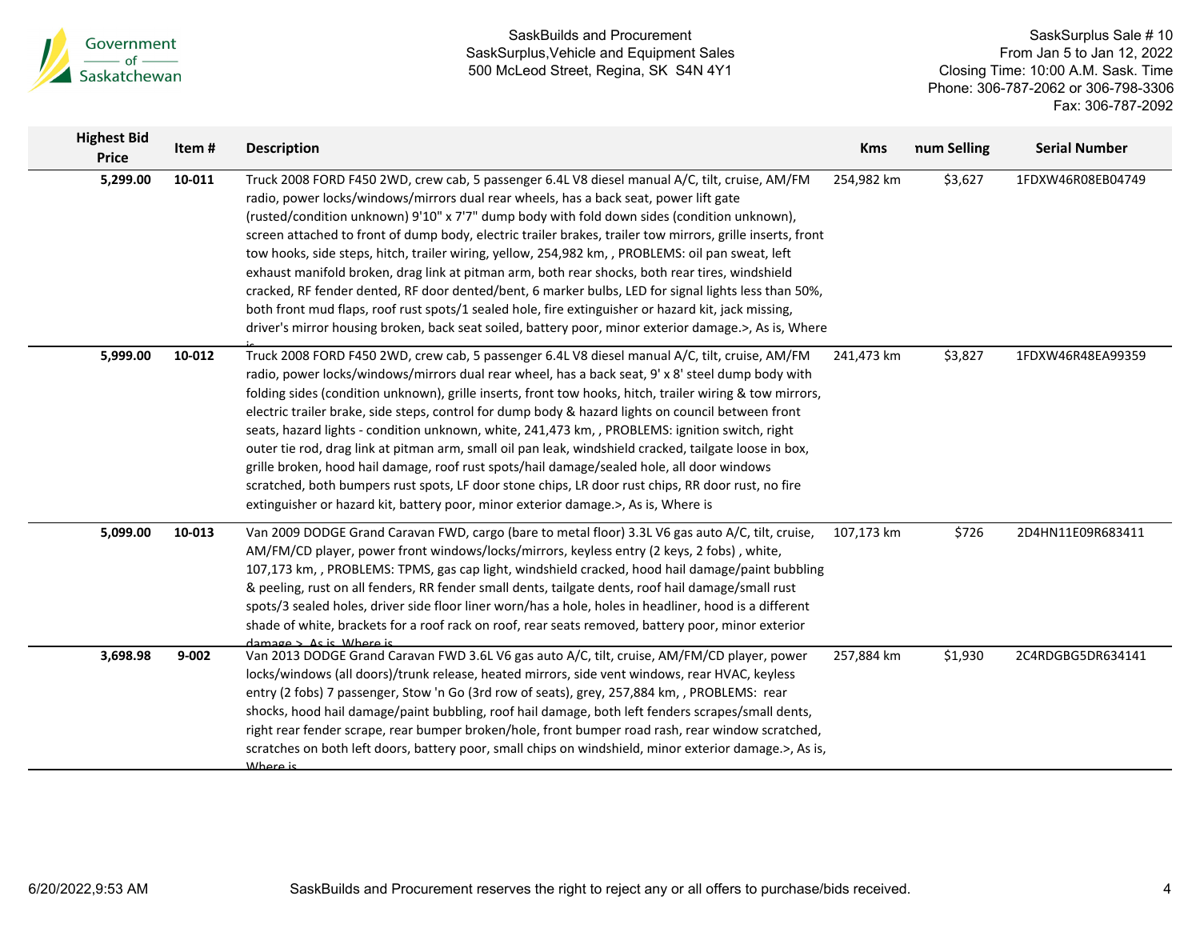| Highest Bid Price | Item # | Description | Kms | num Selling | Serial Number |
|---|---|---|---|---|---|
| 5,299.00 | 10-011 | Truck 2008 FORD F450 2WD, crew cab, 5 passenger 6.4L V8 diesel manual A/C, tilt, cruise, AM/FM radio, power locks/windows/mirrors dual rear wheels, has a back seat, power lift gate (rusted/condition unknown) 9'10" x 7'7" dump body with fold down sides (condition unknown), screen attached to front of dump body, electric trailer brakes, trailer tow mirrors, grille inserts, front tow hooks, side steps, hitch, trailer wiring, yellow, 254,982 km, , PROBLEMS: oil pan sweat, left exhaust manifold broken, drag link at pitman arm, both rear shocks, both rear tires, windshield cracked, RF fender dented, RF door dented/bent, 6 marker bulbs, LED for signal lights less than 50%, both front mud flaps, roof rust spots/1 sealed hole, fire extinguisher or hazard kit, jack missing, driver's mirror housing broken, back seat soiled, battery poor, minor exterior damage.>, As is, Where is | 254,982 km | $3,627 | 1FDXW46R08EB04749 |
| 5,999.00 | 10-012 | Truck 2008 FORD F450 2WD, crew cab, 5 passenger 6.4L V8 diesel manual A/C, tilt, cruise, AM/FM radio, power locks/windows/mirrors dual rear wheel, has a back seat, 9' x 8' steel dump body with folding sides (condition unknown), grille inserts, front tow hooks, hitch, trailer wiring & tow mirrors, electric trailer brake, side steps, control for dump body & hazard lights on council between front seats, hazard lights - condition unknown, white, 241,473 km, , PROBLEMS: ignition switch, right outer tie rod, drag link at pitman arm, small oil pan leak, windshield cracked, tailgate loose in box, grille broken, hood hail damage, roof rust spots/hail damage/sealed hole, all door windows scratched, both bumpers rust spots, LF door stone chips, LR door rust chips, RR door rust, no fire extinguisher or hazard kit, battery poor, minor exterior damage.>, As is, Where is | 241,473 km | $3,827 | 1FDXW46R48EA99359 |
| 5,099.00 | 10-013 | Van 2009 DODGE Grand Caravan FWD, cargo (bare to metal floor) 3.3L V6 gas auto A/C, tilt, cruise, AM/FM/CD player, power front windows/locks/mirrors, keyless entry (2 keys, 2 fobs) , white, 107,173 km, , PROBLEMS: TPMS, gas cap light, windshield cracked, hood hail damage/paint bubbling & peeling, rust on all fenders, RR fender small dents, tailgate dents, roof hail damage/small rust spots/3 sealed holes, driver side floor liner worn/has a hole, holes in headliner, hood is a different shade of white, brackets for a roof rack on roof, rear seats removed, battery poor, minor exterior damage.>, As is, Where is | 107,173 km | $726 | 2D4HN11E09R683411 |
| 3,698.98 | 9-002 | Van 2013 DODGE Grand Caravan FWD 3.6L V6 gas auto A/C, tilt, cruise, AM/FM/CD player, power locks/windows (all doors)/trunk release, heated mirrors, side vent windows, rear HVAC, keyless entry (2 fobs) 7 passenger, Stow 'n Go (3rd row of seats), grey, 257,884 km, , PROBLEMS: rear shocks, hood hail damage/paint bubbling, roof hail damage, both left fenders scrapes/small dents, right rear fender scrape, rear bumper broken/hole, front bumper road rash, rear window scratched, scratches on both left doors, battery poor, small chips on windshield, minor exterior damage.>, As is, Where is | 257,884 km | $1,930 | 2C4RDGBG5DR634141 |

SaskBuilds and Procurement reserves the right to reject any or all offers to purchase/bids received.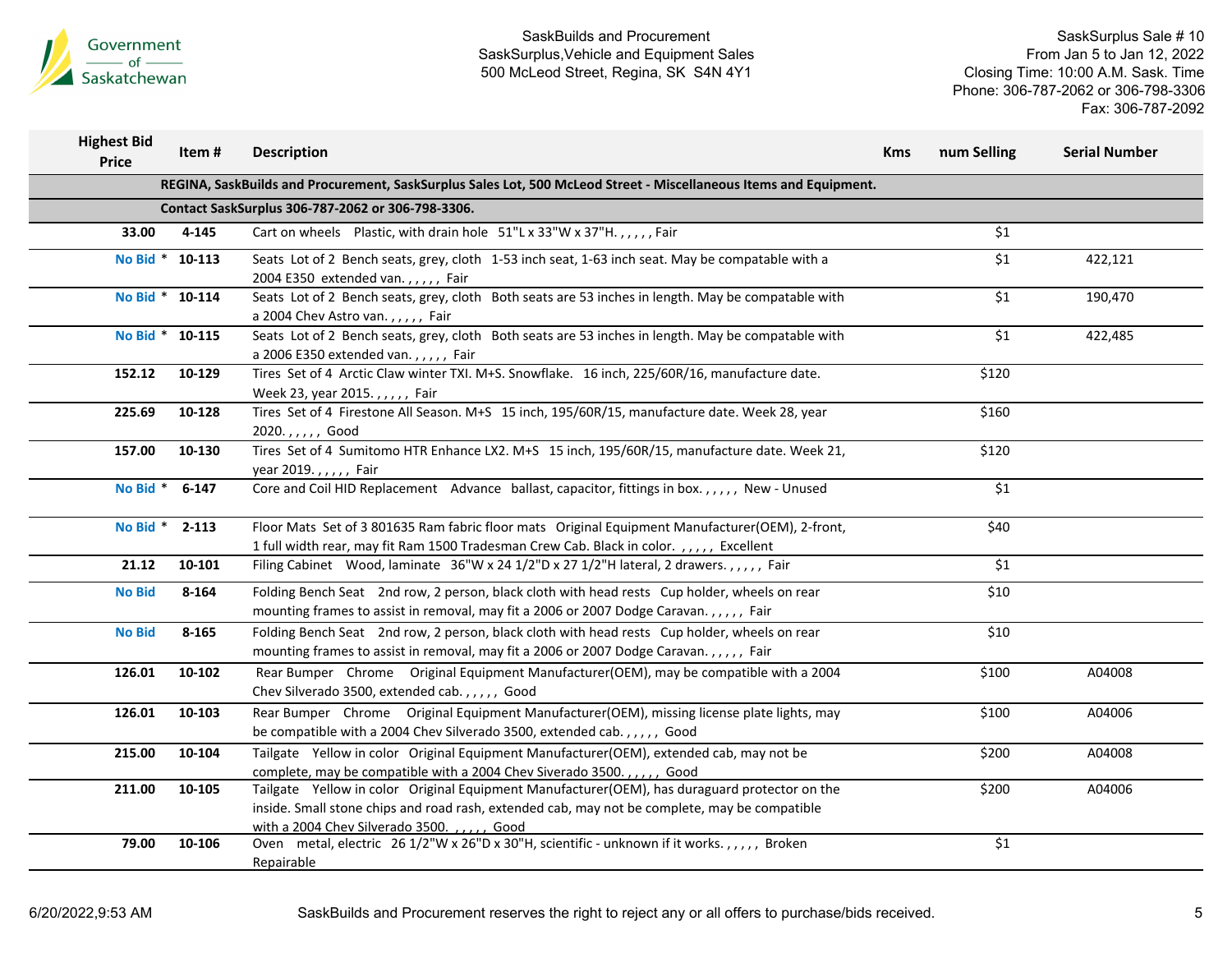| Highest Bid Price | Item # | Description | Kms | num Selling | Serial Number |
|---|---|---|---|---|---|
| | | **REGINA, SaskBuilds and Procurement, SaskSurplus Sales Lot, 500 McLeod Street - Miscellaneous Items and Equipment.** | | | |
| | | **Contact SaskSurplus 306-787-2062 or 306-798-3306.** | | | |
| 33.00 | 4-145 | Cart on wheels Plastic, with drain hole 51"L x 33"W x 37"H. , , , , , Fair | | $1 | |
| No Bid * | 10-113 | Seats Lot of 2 Bench seats, grey, cloth 1-53 inch seat, 1-63 inch seat. May be compatable with a 2004 E350 extended van. , , , , , Fair | | $1 | 422,121 |
| No Bid * | 10-114 | Seats Lot of 2 Bench seats, grey, cloth Both seats are 53 inches in length. May be compatable with a 2004 Chev Astro van. , , , , , Fair | | $1 | 190,470 |
| No Bid * | 10-115 | Seats Lot of 2 Bench seats, grey, cloth Both seats are 53 inches in length. May be compatable with a 2006 E350 extended van. , , , , , Fair | | $1 | 422,485 |
| 152.12 | 10-129 | Tires Set of 4 Arctic Claw winter TXI. M+S. Snowflake. 16 inch, 225/60R/16, manufacture date. Week 23, year 2015. , , , , , Fair | | $120 | |
| 225.69 | 10-128 | Tires Set of 4 Firestone All Season. M+S 15 inch, 195/60R/15, manufacture date. Week 28, year 2020. , , , , , Good | | $160 | |
| 157.00 | 10-130 | Tires Set of 4 Sumitomo HTR Enhance LX2. M+S 15 inch, 195/60R/15, manufacture date. Week 21, year 2019. , , , , , Fair | | $120 | |
| No Bid * | 6-147 | Core and Coil HID Replacement Advance ballast, capacitor, fittings in box. , , , , , New - Unused | | $1 | |
| No Bid * | 2-113 | Floor Mats Set of 3 801635 Ram fabric floor mats Original Equipment Manufacturer(OEM), 2-front, 1 full width rear, may fit Ram 1500 Tradesman Crew Cab. Black in color. , , , , , Excellent | | $40 | |
| 21.12 | 10-101 | Filing Cabinet Wood, laminate 36"W x 24 1/2"D x 27 1/2"H lateral, 2 drawers. , , , , , Fair | | $1 | |
| No Bid | 8-164 | Folding Bench Seat 2nd row, 2 person, black cloth with head rests Cup holder, wheels on rear mounting frames to assist in removal, may fit a 2006 or 2007 Dodge Caravan. , , , , , Fair | | $10 | |
| No Bid | 8-165 | Folding Bench Seat 2nd row, 2 person, black cloth with head rests Cup holder, wheels on rear mounting frames to assist in removal, may fit a 2006 or 2007 Dodge Caravan. , , , , , Fair | | $10 | |
| 126.01 | 10-102 | Rear Bumper Chrome Original Equipment Manufacturer(OEM), may be compatible with a 2004 Chev Silverado 3500, extended cab. , , , , , Good | | $100 | A04008 |
| 126.01 | 10-103 | Rear Bumper Chrome Original Equipment Manufacturer(OEM), missing license plate lights, may be compatible with a 2004 Chev Silverado 3500, extended cab. , , , , , Good | | $100 | A04006 |
| 215.00 | 10-104 | Tailgate Yellow in color Original Equipment Manufacturer(OEM), extended cab, may not be complete, may be compatible with a 2004 Chev Siverado 3500. , , , , , Good | | $200 | A04008 |
| 211.00 | 10-105 | Tailgate Yellow in color Original Equipment Manufacturer(OEM), has duraguard protector on the inside. Small stone chips and road rash, extended cab, may not be complete, may be compatible with a 2004 Chev Silverado 3500. , , , , , Good | | $200 | A04006 |
| 79.00 | 10-106 | Oven metal, electric 26 1/2"W x 26"D x 30"H, scientific - unknown if it works. , , , , , Broken Repairable | | $1 | |

SaskBuilds and Procurement reserves the right to reject any or all offers to purchase/bids received.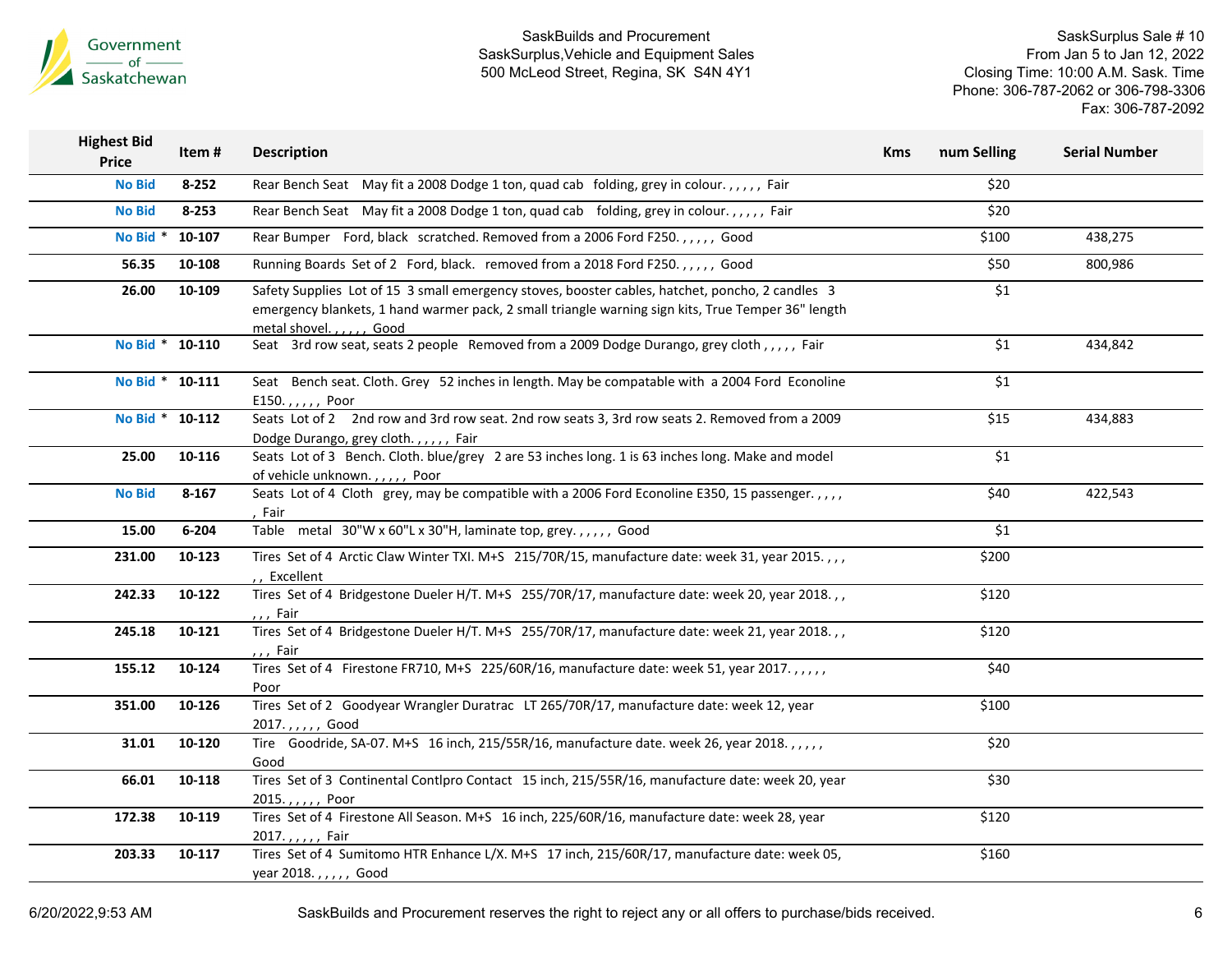| Highest Bid Price | Item # | Description | Kms | num Selling | Serial Number |
|---|---|---|---|---|---|
| No Bid | 8-252 | Rear Bench Seat May fit a 2008 Dodge 1 ton, quad cab folding, grey in colour. , , , , , Fair | | $20 | |
| No Bid | 8-253 | Rear Bench Seat May fit a 2008 Dodge 1 ton, quad cab folding, grey in colour. , , , , , Fair | | $20 | |
| No Bid * | 10-107 | Rear Bumper Ford, black scratched. Removed from a 2006 Ford F250. , , , , , Good | | $100 | 438,275 |
| 56.35 | 10-108 | Running Boards Set of 2 Ford, black. removed from a 2018 Ford F250. , , , , , Good | | $50 | 800,986 |
| 26.00 | 10-109 | Safety Supplies Lot of 15 3 small emergency stoves, booster cables, hatchet, poncho, 2 candles 3 emergency blankets, 1 hand warmer pack, 2 small triangle warning sign kits, True Temper 36" length metal shovel. , , , , , Good | | $1 | |
| No Bid * | 10-110 | Seat 3rd row seat, seats 2 people Removed from a 2009 Dodge Durango, grey cloth , , , , , Fair | | $1 | 434,842 |
| No Bid * | 10-111 | Seat Bench seat. Cloth. Grey 52 inches in length. May be compatable with a 2004 Ford Econoline E150. , , , , , Poor | | $1 | |
| No Bid * | 10-112 | Seats Lot of 2 2nd row and 3rd row seat. 2nd row seats 3, 3rd row seats 2. Removed from a 2009 Dodge Durango, grey cloth. , , , , , Fair | | $15 | 434,883 |
| 25.00 | 10-116 | Seats Lot of 3 Bench. Cloth. blue/grey 2 are 53 inches long. 1 is 63 inches long. Make and model of vehicle unknown. , , , , , Poor | | $1 | |
| No Bid | 8-167 | Seats Lot of 4 Cloth grey, may be compatible with a 2006 Ford Econoline E350, 15 passenger. , , , , , Fair | | $40 | 422,543 |
| 15.00 | 6-204 | Table metal 30"W x 60"L x 30"H, laminate top, grey. , , , , , Good | | $1 | |
| 231.00 | 10-123 | Tires Set of 4 Arctic Claw Winter TXI. M+S 215/70R/15, manufacture date: week 31, year 2015. , , , , , Excellent | | $200 | |
| 242.33 | 10-122 | Tires Set of 4 Bridgestone Dueler H/T. M+S 255/70R/17, manufacture date: week 20, year 2018. , , , , , Fair | | $120 | |
| 245.18 | 10-121 | Tires Set of 4 Bridgestone Dueler H/T. M+S 255/70R/17, manufacture date: week 21, year 2018. , , , , , Fair | | $120 | |
| 155.12 | 10-124 | Tires Set of 4 Firestone FR710, M+S 225/60R/16, manufacture date: week 51, year 2017. , , , , , Poor | | $40 | |
| 351.00 | 10-126 | Tires Set of 2 Goodyear Wrangler Duratrac LT 265/70R/17, manufacture date: week 12, year 2017. , , , , , Good | | $100 | |
| 31.01 | 10-120 | Tire Goodride, SA-07. M+S 16 inch, 215/55R/16, manufacture date. week 26, year 2018. , , , , , Good | | $20 | |
| 66.01 | 10-118 | Tires Set of 3 Continental Contlpro Contact 15 inch, 215/55R/16, manufacture date: week 20, year 2015. , , , , , Poor | | $30 | |
| 172.38 | 10-119 | Tires Set of 4 Firestone All Season. M+S 16 inch, 225/60R/16, manufacture date: week 28, year 2017. , , , , , Fair | | $120 | |
| 203.33 | 10-117 | Tires Set of 4 Sumitomo HTR Enhance L/X. M+S 17 inch, 215/60R/17, manufacture date: week 05, year 2018. , , , , , Good | | $160 | |

SaskBuilds and Procurement reserves the right to reject any or all offers to purchase/bids received.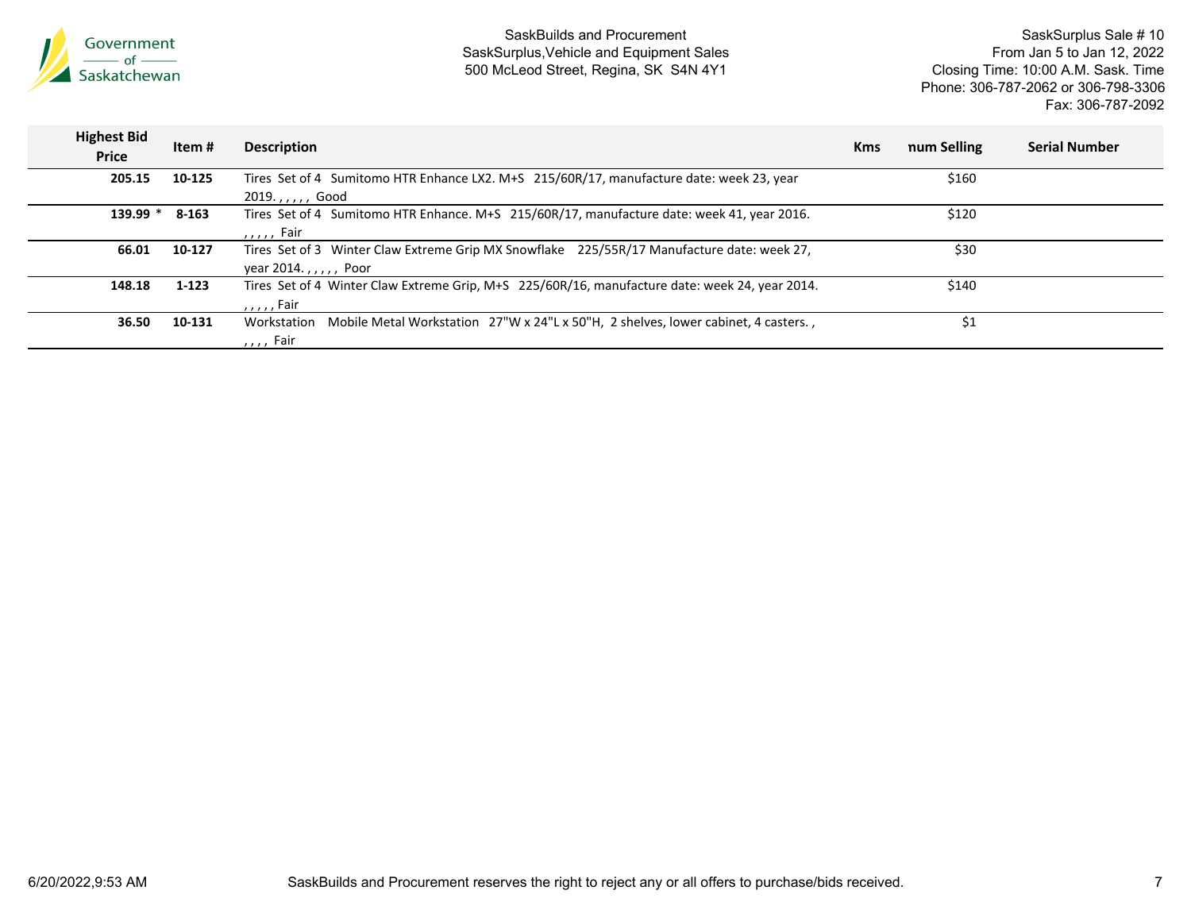SaskBuilds and Procurement
SaskSurplus,Vehicle and Equipment Sales
500 McLeod Street, Regina, SK S4N 4Y1

SaskSurplus Sale # 10
From Jan 5 to Jan 12, 2022
Closing Time: 10:00 A.M. Sask. Time
Phone: 306-787-2062 or 306-798-3306
Fax: 306-787-2092

| Highest Bid Price | Item # | Description | Kms | num Selling | Serial Number |
|---|---|---|---|---|---|
| 205.15 | 10-125 | Tires Set of 4 Sumitomo HTR Enhance LX2. M+S 215/60R/17, manufacture date: week 23, year 2019. , , , , , Good | | $160 | |
| 139.99 * | 8-163 | Tires Set of 4 Sumitomo HTR Enhance. M+S 215/60R/17, manufacture date: week 41, year 2016. , , , , , Fair | | $120 | |
| 66.01 | 10-127 | Tires Set of 3 Winter Claw Extreme Grip MX Snowflake 225/55R/17 Manufacture date: week 27, year 2014. , , , , , Poor | | $30 | |
| 148.18 | 1-123 | Tires Set of 4 Winter Claw Extreme Grip, M+S 225/60R/16, manufacture date: week 24, year 2014. , , , , , Fair | | $140 | |
| 36.50 | 10-131 | Workstation Mobile Metal Workstation 27"W x 24"L x 50"H, 2 shelves, lower cabinet, 4 casters. , , , , , Fair | | $1 | |

6/20/2022,9:53 AM SaskBuilds and Procurement reserves the right to reject any or all offers to purchase/bids received.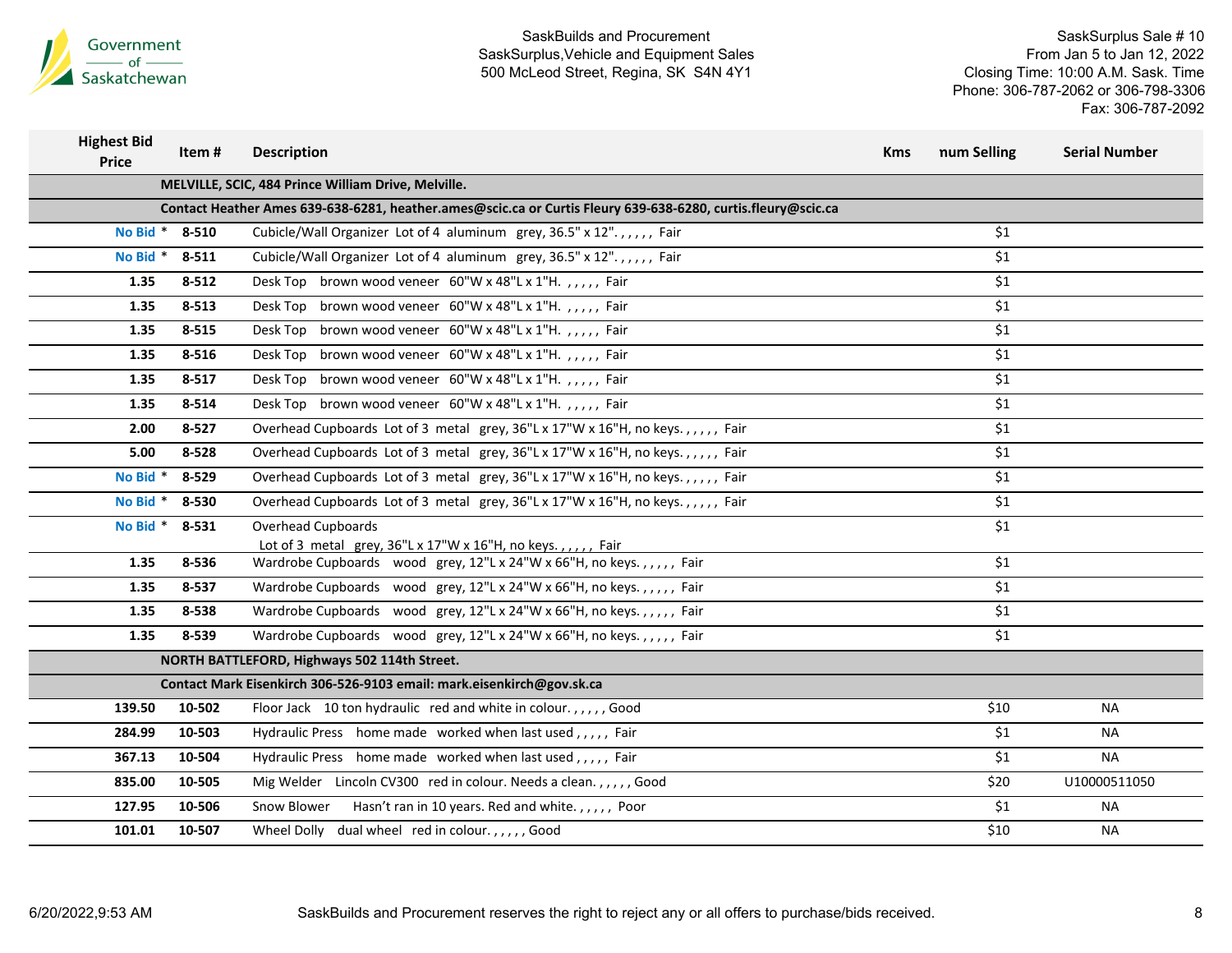| Highest Bid Price | Item # | Description | Kms | num Selling | Serial Number |
|---|---|---|---|---|---|
| | | **MELVILLE, SCIC, 484 Prince William Drive, Melville.** | | | |
| | | **Contact Heather Ames 639-638-6281, heather.ames@scic.ca or Curtis Fleury 639-638-6280, curtis.fleury@scic.ca** | | | |
| No Bid * | 8-510 | Cubicle/Wall Organizer Lot of 4 aluminum grey, 36.5" x 12". , , , , , Fair | | $1 | |
| No Bid * | 8-511 | Cubicle/Wall Organizer Lot of 4 aluminum grey, 36.5" x 12". , , , , , Fair | | $1 | |
| 1.35 | 8-512 | Desk Top brown wood veneer 60"W x 48"L x 1"H. , , , , , Fair | | $1 | |
| 1.35 | 8-513 | Desk Top brown wood veneer 60"W x 48"L x 1"H. , , , , , Fair | | $1 | |
| 1.35 | 8-515 | Desk Top brown wood veneer 60"W x 48"L x 1"H. , , , , , Fair | | $1 | |
| 1.35 | 8-516 | Desk Top brown wood veneer 60"W x 48"L x 1"H. , , , , , Fair | | $1 | |
| 1.35 | 8-517 | Desk Top brown wood veneer 60"W x 48"L x 1"H. , , , , , Fair | | $1 | |
| 1.35 | 8-514 | Desk Top brown wood veneer 60"W x 48"L x 1"H. , , , , , Fair | | $1 | |
| 2.00 | 8-527 | Overhead Cupboards Lot of 3 metal grey, 36"L x 17"W x 16"H, no keys. , , , , , Fair | | $1 | |
| 5.00 | 8-528 | Overhead Cupboards Lot of 3 metal grey, 36"L x 17"W x 16"H, no keys. , , , , , Fair | | $1 | |
| No Bid * | 8-529 | Overhead Cupboards Lot of 3 metal grey, 36"L x 17"W x 16"H, no keys. , , , , , Fair | | $1 | |
| No Bid * | 8-530 | Overhead Cupboards Lot of 3 metal grey, 36"L x 17"W x 16"H, no keys. , , , , , Fair | | $1 | |
| No Bid * | 8-531 | Overhead Cupboards Lot of 3 metal grey, 36"L x 17"W x 16"H, no keys. , , , , , Fair | | $1 | |
| 1.35 | 8-536 | Wardrobe Cupboards wood grey, 12"L x 24"W x 66"H, no keys. , , , , , Fair | | $1 | |
| 1.35 | 8-537 | Wardrobe Cupboards wood grey, 12"L x 24"W x 66"H, no keys. , , , , , Fair | | $1 | |
| 1.35 | 8-538 | Wardrobe Cupboards wood grey, 12"L x 24"W x 66"H, no keys. , , , , , Fair | | $1 | |
| 1.35 | 8-539 | Wardrobe Cupboards wood grey, 12"L x 24"W x 66"H, no keys. , , , , , Fair | | $1 | |
| | | **NORTH BATTLEFORD, Highways 502 114th Street.** | | | |
| | | **Contact Mark Eisenkirch 306-526-9103 email: mark.eisenkirch@gov.sk.ca** | | | |
| 139.50 | 10-502 | Floor Jack 10 ton hydraulic red and white in colour. , , , , , Good | | $10 | NA |
| 284.99 | 10-503 | Hydraulic Press home made worked when last used , , , , , Fair | | $1 | NA |
| 367.13 | 10-504 | Hydraulic Press home made worked when last used , , , , , Fair | | $1 | NA |
| 835.00 | 10-505 | Mig Welder Lincoln CV300 red in colour. Needs a clean. , , , , , Good | | $20 | U10000511050 |
| 127.95 | 10-506 | Snow Blower Hasn't ran in 10 years. Red and white. , , , , , Poor | | $1 | NA |
| 101.01 | 10-507 | Wheel Dolly dual wheel red in colour. , , , , , Good | | $10 | NA |

SaskBuilds and Procurement reserves the right to reject any or all offers to purchase/bids received.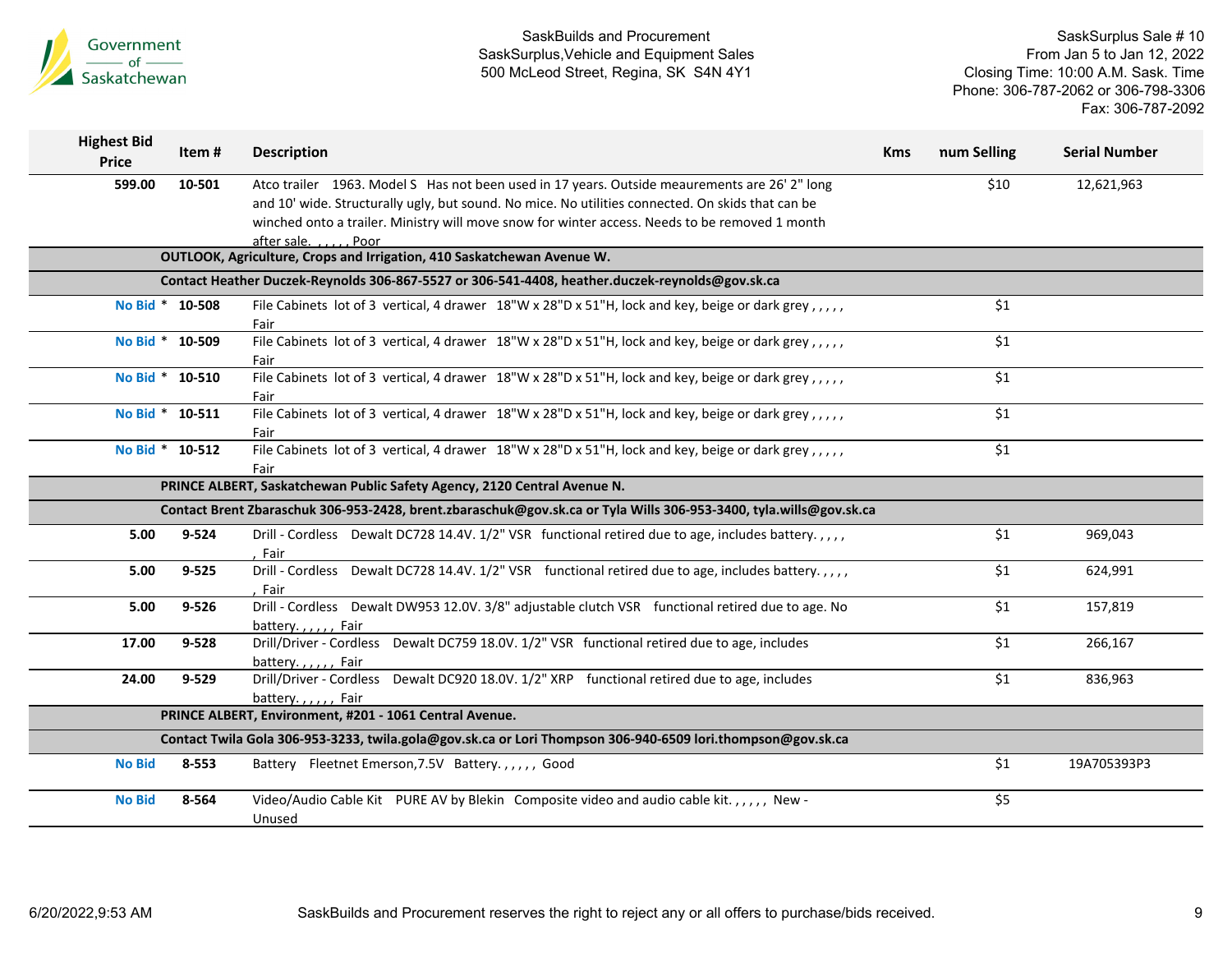| Highest Bid Price | Item # | Description | Kms | num Selling | Serial Number |
|---|---|---|---|---|---|
| 599.00 | 10-501 | Atco trailer 1963. Model S Has not been used in 17 years. Outside meaurements are 26' 2" long and 10' wide. Structurally ugly, but sound. No mice. No utilities connected. On skids that can be winched onto a trailer. Ministry will move snow for winter access. Needs to be removed 1 month after sale. , , , , , Poor | | $10 | 12,621,963 |
| | | **OUTLOOK, Agriculture, Crops and Irrigation, 410 Saskatchewan Avenue W.** | | | |
| | | **Contact Heather Duczek-Reynolds 306-867-5527 or 306-541-4408, heather.duczek-reynolds@gov.sk.ca** | | | |
| No Bid * | 10-508 | File Cabinets lot of 3 vertical, 4 drawer 18"W x 28"D x 51"H, lock and key, beige or dark grey , , , , , Fair | | $1 | |
| No Bid * | 10-509 | File Cabinets lot of 3 vertical, 4 drawer 18"W x 28"D x 51"H, lock and key, beige or dark grey , , , , , Fair | | $1 | |
| No Bid * | 10-510 | File Cabinets lot of 3 vertical, 4 drawer 18"W x 28"D x 51"H, lock and key, beige or dark grey , , , , , Fair | | $1 | |
| No Bid * | 10-511 | File Cabinets lot of 3 vertical, 4 drawer 18"W x 28"D x 51"H, lock and key, beige or dark grey , , , , , Fair | | $1 | |
| No Bid * | 10-512 | File Cabinets lot of 3 vertical, 4 drawer 18"W x 28"D x 51"H, lock and key, beige or dark grey , , , , , Fair | | $1 | |
| | | **PRINCE ALBERT, Saskatchewan Public Safety Agency, 2120 Central Avenue N.** | | | |
| | | **Contact Brent Zbaraschuk 306-953-2428, brent.zbaraschuk@gov.sk.ca or Tyla Wills 306-953-3400, tyla.wills@gov.sk.ca** | | | |
| 5.00 | 9-524 | Drill - Cordless Dewalt DC728 14.4V. 1/2" VSR functional retired due to age, includes battery. , , , , , Fair | | $1 | 969,043 |
| 5.00 | 9-525 | Drill - Cordless Dewalt DC728 14.4V. 1/2" VSR functional retired due to age, includes battery. , , , , , Fair | | $1 | 624,991 |
| 5.00 | 9-526 | Drill - Cordless Dewalt DW953 12.0V. 3/8" adjustable clutch VSR functional retired due to age. No battery. , , , , , Fair | | $1 | 157,819 |
| 17.00 | 9-528 | Drill/Driver - Cordless Dewalt DC759 18.0V. 1/2" VSR functional retired due to age, includes battery. , , , , , Fair | | $1 | 266,167 |
| 24.00 | 9-529 | Drill/Driver - Cordless Dewalt DC920 18.0V. 1/2" XRP functional retired due to age, includes battery. , , , , , Fair | | $1 | 836,963 |
| | | **PRINCE ALBERT, Environment, #201 - 1061 Central Avenue.** | | | |
| | | **Contact Twila Gola 306-953-3233, twila.gola@gov.sk.ca or Lori Thompson 306-940-6509 lori.thompson@gov.sk.ca** | | | |
| No Bid | 8-553 | Battery Fleetnet Emerson,7.5V Battery. , , , , , Good | | $1 | 19A705393P3 |
| No Bid | 8-564 | Video/Audio Cable Kit PURE AV by Blekin Composite video and audio cable kit. , , , , , New - Unused | | $5 | |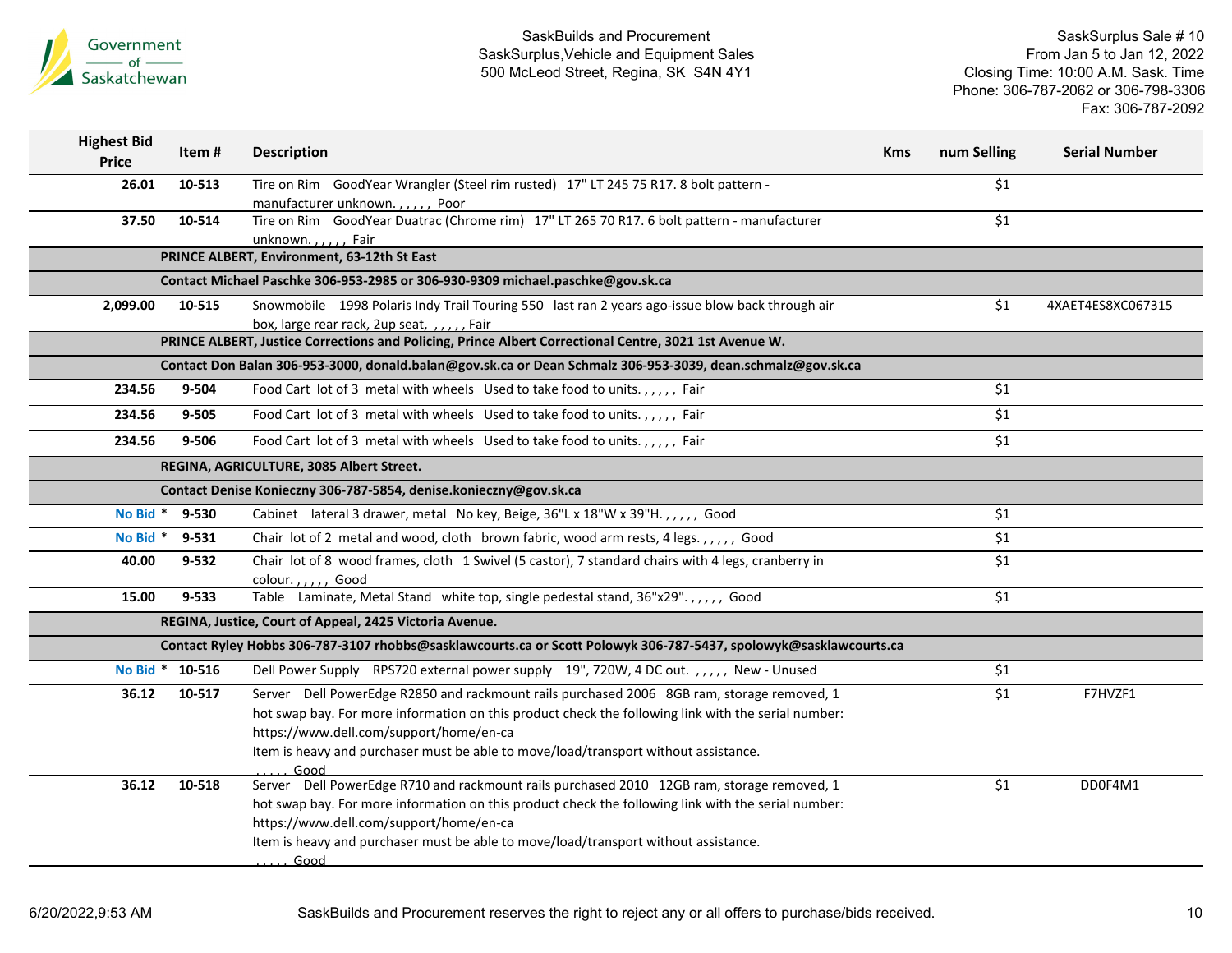| Highest Bid Price | Item # | Description | Kms | num Selling | Serial Number |
|---|---|---|---|---|---|
| 26.01 | 10-513 | Tire on Rim GoodYear Wrangler (Steel rim rusted) 17" LT 245 75 R17. 8 bolt pattern - manufacturer unknown. , , , , , Poor | | $1 | |
| 37.50 | 10-514 | Tire on Rim GoodYear Duatrac (Chrome rim) 17" LT 265 70 R17. 6 bolt pattern - manufacturer unknown. , , , , , Fair | | $1 | |
| | | **PRINCE ALBERT, Environment, 63-12th St East** | | | |
| | | **Contact Michael Paschke 306-953-2985 or 306-930-9309 michael.paschke@gov.sk.ca** | | | |
| 2,099.00 | 10-515 | Snowmobile 1998 Polaris Indy Trail Touring 550 last ran 2 years ago-issue blow back through air box, large rear rack, 2up seat, , , , , , Fair | | $1 | 4XAET4ES8XC067315 |
| | | **PRINCE ALBERT, Justice Corrections and Policing, Prince Albert Correctional Centre, 3021 1st Avenue W.** | | | |
| | | **Contact Don Balan 306-953-3000, donald.balan@gov.sk.ca or Dean Schmalz 306-953-3039, dean.schmalz@gov.sk.ca** | | | |
| 234.56 | 9-504 | Food Cart lot of 3 metal with wheels Used to take food to units. , , , , , Fair | | $1 | |
| 234.56 | 9-505 | Food Cart lot of 3 metal with wheels Used to take food to units. , , , , , Fair | | $1 | |
| 234.56 | 9-506 | Food Cart lot of 3 metal with wheels Used to take food to units. , , , , , Fair | | $1 | |
| | | **REGINA, AGRICULTURE, 3085 Albert Street.** | | | |
| | | **Contact Denise Konieczny 306-787-5854, denise.konieczny@gov.sk.ca** | | | |
| No Bid * | 9-530 | Cabinet lateral 3 drawer, metal No key, Beige, 36"L x 18"W x 39"H. , , , , , Good | | $1 | |
| No Bid * | 9-531 | Chair lot of 2 metal and wood, cloth brown fabric, wood arm rests, 4 legs. , , , , , Good | | $1 | |
| 40.00 | 9-532 | Chair lot of 8 wood frames, cloth 1 Swivel (5 castor), 7 standard chairs with 4 legs, cranberry in colour. , , , , , Good | | $1 | |
| 15.00 | 9-533 | Table Laminate, Metal Stand white top, single pedestal stand, 36"x29". , , , , , Good | | $1 | |
| | | **REGINA, Justice, Court of Appeal, 2425 Victoria Avenue.** | | | |
| | | **Contact Ryley Hobbs 306-787-3107 rhobbs@sasklawcourts.ca or Scott Polowyk 306-787-5437, spolowyk@sasklawcourts.ca** | | | |
| No Bid * | 10-516 | Dell Power Supply RPS720 external power supply 19", 720W, 4 DC out. , , , , , New - Unused | | $1 | |
| 36.12 | 10-517 | Server Dell PowerEdge R2850 and rackmount rails purchased 2006 8GB ram, storage removed, 1 hot swap bay. For more information on this product check the following link with the serial number: https://www.dell.com/support/home/en-ca Item is heavy and purchaser must be able to move/load/transport without assistance. , , , , , Good | | $1 | F7HVZF1 |
| 36.12 | 10-518 | Server Dell PowerEdge R710 and rackmount rails purchased 2010 12GB ram, storage removed, 1 hot swap bay. For more information on this product check the following link with the serial number: https://www.dell.com/support/home/en-ca Item is heavy and purchaser must be able to move/load/transport without assistance. , , , , , Good | | $1 | DD0F4M1 |

SaskBuilds and Procurement reserves the right to reject any or all offers to purchase/bids received.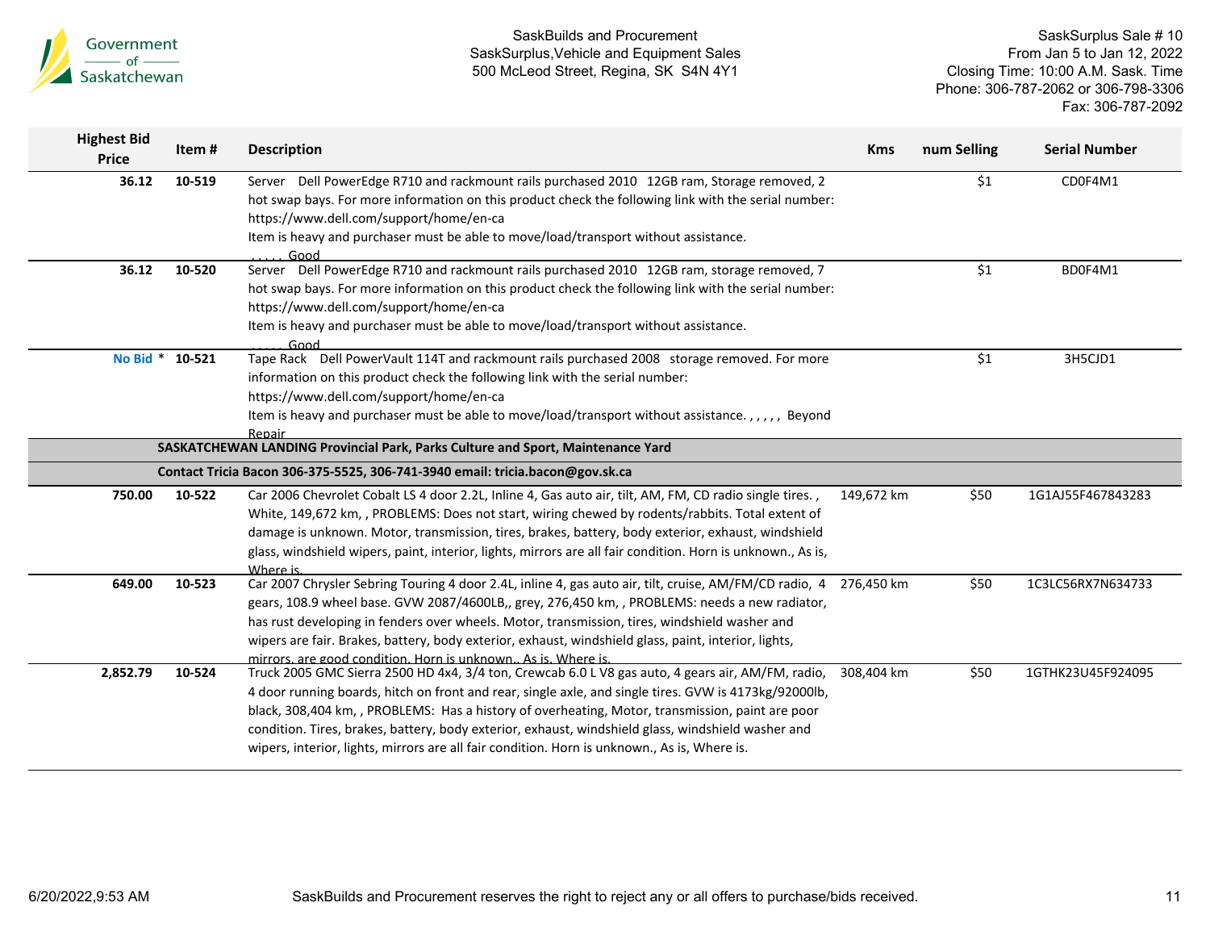| Highest Bid Price | Item # | Description | Kms | num Selling | Serial Number |
|---|---|---|---|---|---|
| 36.12 | 10-519 | Server Dell PowerEdge R710 and rackmount rails purchased 2010 12GB ram, Storage removed, 2 hot swap bays. For more information on this product check the following link with the serial number: https://www.dell.com/support/home/en-ca<br>Item is heavy and purchaser must be able to move/load/transport without assistance.<br>. . . . . Good | | $1 | CD0F4M1 |
| 36.12 | 10-520 | Server Dell PowerEdge R710 and rackmount rails purchased 2010 12GB ram, storage removed, 7 hot swap bays. For more information on this product check the following link with the serial number: https://www.dell.com/support/home/en-ca<br>Item is heavy and purchaser must be able to move/load/transport without assistance.<br>. . . . . Good | | $1 | BD0F4M1 |
| No Bid * | 10-521 | Tape Rack Dell PowerVault 114T and rackmount rails purchased 2008 storage removed. For more information on this product check the following link with the serial number: https://www.dell.com/support/home/en-ca<br>Item is heavy and purchaser must be able to move/load/transport without assistance. , , , , , Beyond Repair | | $1 | 3H5CJD1 |
| | | **SASKATCHEWAN LANDING Provincial Park, Parks Culture and Sport, Maintenance Yard** | | | |
| | | **Contact Tricia Bacon 306-375-5525, 306-741-3940 email: tricia.bacon@gov.sk.ca** | | | |
| 750.00 | 10-522 | Car 2006 Chevrolet Cobalt LS 4 door 2.2L, Inline 4, Gas auto air, tilt, AM, FM, CD radio single tires. , White, 149,672 km, , PROBLEMS: Does not start, wiring chewed by rodents/rabbits. Total extent of damage is unknown. Motor, transmission, tires, brakes, battery, body exterior, exhaust, windshield glass, windshield wipers, paint, interior, lights, mirrors are all fair condition. Horn is unknown., As is, Where is. | 149,672 km | $50 | 1G1AJ55F467843283 |
| 649.00 | 10-523 | Car 2007 Chrysler Sebring Touring 4 door 2.4L, inline 4, gas auto air, tilt, cruise, AM/FM/CD radio, 4 gears, 108.9 wheel base. GVW 2087/4600LB,, grey, 276,450 km, , PROBLEMS: needs a new radiator, has rust developing in fenders over wheels. Motor, transmission, tires, windshield washer and wipers are fair. Brakes, battery, body exterior, exhaust, windshield glass, paint, interior, lights, mirrors, are good condition. Horn is unknown., As is, Where is. | 276,450 km | $50 | 1C3LC56RX7N634733 |
| 2,852.79 | 10-524 | Truck 2005 GMC Sierra 2500 HD 4x4, 3/4 ton, Crewcab 6.0 L V8 gas auto, 4 gears air, AM/FM, radio, 4 door running boards, hitch on front and rear, single axle, and single tires. GVW is 4173kg/92000lb, black, 308,404 km, , PROBLEMS: Has a history of overheating, Motor, transmission, paint are poor condition. Tires, brakes, battery, body exterior, exhaust, windshield glass, windshield washer and wipers, interior, lights, mirrors are all fair condition. Horn is unknown., As is, Where is. | 308,404 km | $50 | 1GTHK23U45F924095 |

SaskBuilds and Procurement reserves the right to reject any or all offers to purchase/bids received.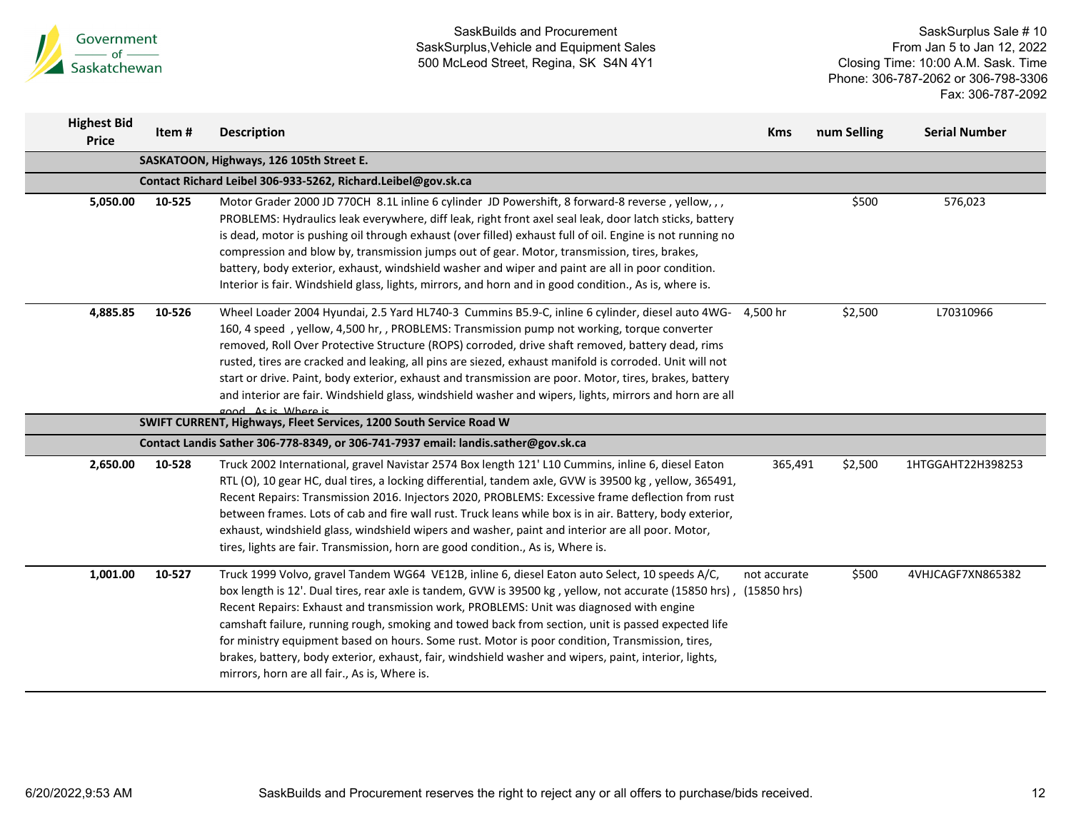| Highest Bid Price | Item # | Description | Kms | num Selling | Serial Number |
|---|---|---|---|---|---|
| | | **SASKATOON, Highways, 126 105th Street E.** | | | |
| | | **Contact Richard Leibel 306-933-5262, Richard.Leibel@gov.sk.ca** | | | |
| 5,050.00 | 10-525 | Motor Grader 2000 JD 770CH 8.1L inline 6 cylinder JD Powershift, 8 forward-8 reverse , yellow, , , PROBLEMS: Hydraulics leak everywhere, diff leak, right front axel seal leak, door latch sticks, battery is dead, motor is pushing oil through exhaust (over filled) exhaust full of oil. Engine is not running no compression and blow by, transmission jumps out of gear. Motor, transmission, tires, brakes, battery, body exterior, exhaust, windshield washer and wiper and paint are all in poor condition. Interior is fair. Windshield glass, lights, mirrors, and horn and in good condition., As is, where is. | | $500 | 576,023 |
| 4,885.85 | 10-526 | Wheel Loader 2004 Hyundai, 2.5 Yard HL740-3 Cummins B5.9-C, inline 6 cylinder, diesel auto 4WG-160, 4 speed , yellow, 4,500 hr, , PROBLEMS: Transmission pump not working, torque converter removed, Roll Over Protective Structure (ROPS) corroded, drive shaft removed, battery dead, rims rusted, tires are cracked and leaking, all pins are siezed, exhaust manifold is corroded. Unit will not start or drive. Paint, body exterior, exhaust and transmission are poor. Motor, tires, brakes, battery and interior are fair. Windshield glass, windshield washer and wipers, lights, mirrors and horn are all good., As is, Where is. | 4,500 hr | $2,500 | L70310966 |
| | | **SWIFT CURRENT, Highways, Fleet Services, 1200 South Service Road W** | | | |
| | | **Contact Landis Sather 306-778-8349, or 306-741-7937 email: landis.sather@gov.sk.ca** | | | |
| 2,650.00 | 10-528 | Truck 2002 International, gravel Navistar 2574 Box length 121' L10 Cummins, inline 6, diesel Eaton RTL (O), 10 gear HC, dual tires, a locking differential, tandem axle, GVW is 39500 kg , yellow, 365491, Recent Repairs: Transmission 2016. Injectors 2020, PROBLEMS: Excessive frame deflection from rust between frames. Lots of cab and fire wall rust. Truck leans while box is in air. Battery, body exterior, exhaust, windshield glass, windshield wipers and washer, paint and interior are all poor. Motor, tires, lights are fair. Transmission, horn are good condition., As is, Where is. | 365,491 | $2,500 | 1HTGGAHT22H398253 |
| 1,001.00 | 10-527 | Truck 1999 Volvo, gravel Tandem WG64 VE12B, inline 6, diesel Eaton auto Select, 10 speeds A/C, box length is 12'. Dual tires, rear axle is tandem, GVW is 39500 kg , yellow, not accurate (15850 hrs) , Recent Repairs: Exhaust and transmission work, PROBLEMS: Unit was diagnosed with engine camshaft failure, running rough, smoking and towed back from section, unit is passed expected life for ministry equipment based on hours. Some rust. Motor is poor condition, Transmission, tires, brakes, battery, body exterior, exhaust, fair, windshield washer and wipers, paint, interior, lights, mirrors, horn are all fair., As is, Where is. | not accurate (15850 hrs) | $500 | 4VHJCAGF7XN865382 |

SaskBuilds and Procurement reserves the right to reject any or all offers to purchase/bids received.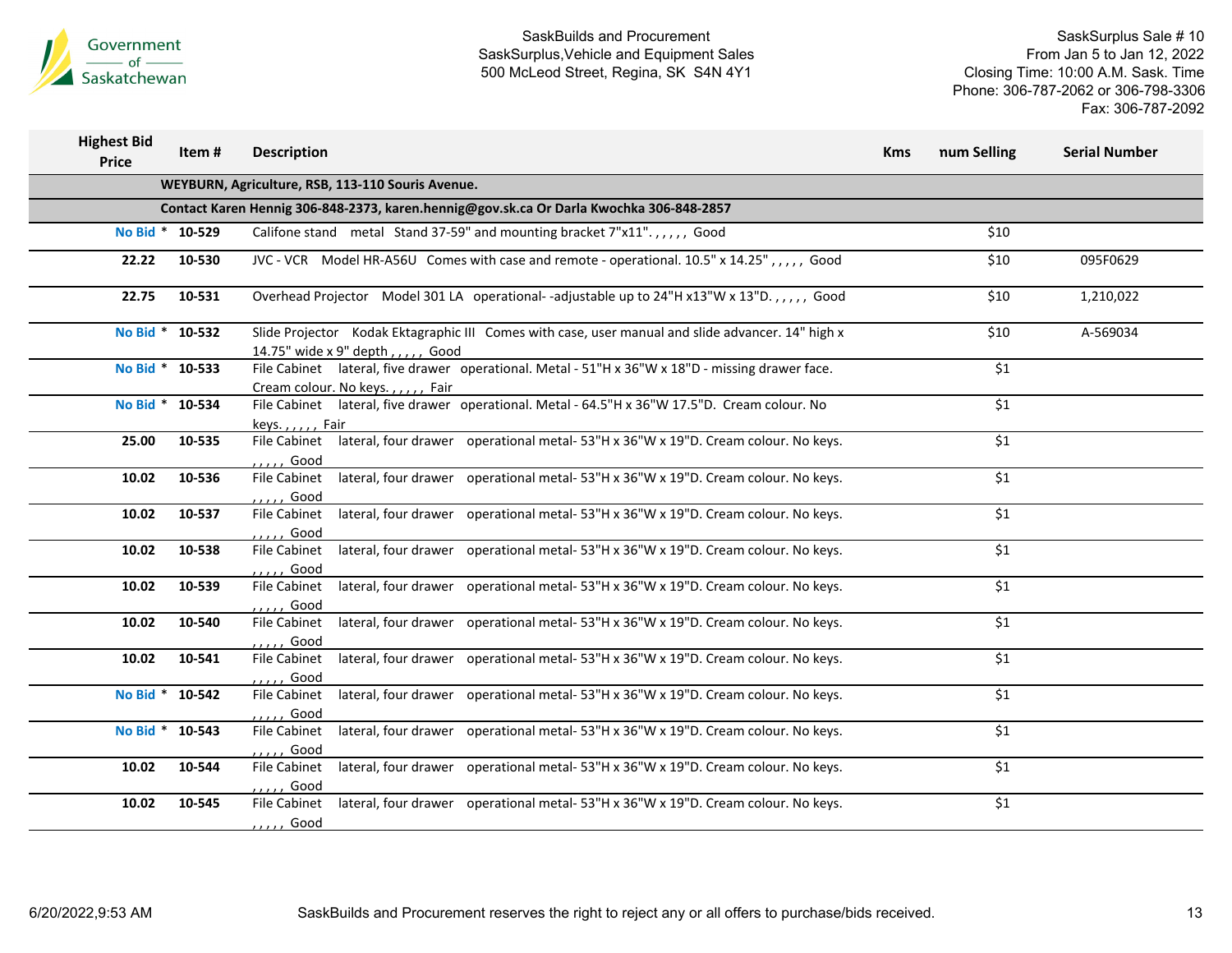| Highest Bid Price | Item # | Description | Kms | num Selling | Serial Number |
|---|---|---|---|---|---|
| | | **WEYBURN, Agriculture, RSB, 113-110 Souris Avenue.** | | | |
| | | **Contact Karen Hennig 306-848-2373, karen.hennig@gov.sk.ca Or Darla Kwochka 306-848-2857** | | | |
| No Bid * | 10-529 | Califone stand metal Stand 37-59" and mounting bracket 7"x11". , , , , , Good | | $10 | |
| 22.22 | 10-530 | JVC - VCR Model HR-A56U Comes with case and remote - operational. 10.5" x 14.25" , , , , , Good | | $10 | 095F0629 |
| 22.75 | 10-531 | Overhead Projector Model 301 LA operational- -adjustable up to 24"H x13"W x 13"D. , , , , , Good | | $10 | 1,210,022 |
| No Bid * | 10-532 | Slide Projector Kodak Ektagraphic III Comes with case, user manual and slide advancer. 14" high x 14.75" wide x 9" depth , , , , , Good | | $10 | A-569034 |
| No Bid * | 10-533 | File Cabinet lateral, five drawer operational. Metal - 51"H x 36"W x 18"D - missing drawer face. Cream colour. No keys. , , , , , Fair | | $1 | |
| No Bid * | 10-534 | File Cabinet lateral, five drawer operational. Metal - 64.5"H x 36"W 17.5"D. Cream colour. No keys. , , , , , Fair | | $1 | |
| 25.00 | 10-535 | File Cabinet lateral, four drawer operational metal- 53"H x 36"W x 19"D. Cream colour. No keys. , , , , , Good | | $1 | |
| 10.02 | 10-536 | File Cabinet lateral, four drawer operational metal- 53"H x 36"W x 19"D. Cream colour. No keys. , , , , , Good | | $1 | |
| 10.02 | 10-537 | File Cabinet lateral, four drawer operational metal- 53"H x 36"W x 19"D. Cream colour. No keys. , , , , , Good | | $1 | |
| 10.02 | 10-538 | File Cabinet lateral, four drawer operational metal- 53"H x 36"W x 19"D. Cream colour. No keys. , , , , , Good | | $1 | |
| 10.02 | 10-539 | File Cabinet lateral, four drawer operational metal- 53"H x 36"W x 19"D. Cream colour. No keys. , , , , , Good | | $1 | |
| 10.02 | 10-540 | File Cabinet lateral, four drawer operational metal- 53"H x 36"W x 19"D. Cream colour. No keys. , , , , , Good | | $1 | |
| 10.02 | 10-541 | File Cabinet lateral, four drawer operational metal- 53"H x 36"W x 19"D. Cream colour. No keys. , , , , , Good | | $1 | |
| No Bid * | 10-542 | File Cabinet lateral, four drawer operational metal- 53"H x 36"W x 19"D. Cream colour. No keys. , , , , , Good | | $1 | |
| No Bid * | 10-543 | File Cabinet lateral, four drawer operational metal- 53"H x 36"W x 19"D. Cream colour. No keys. , , , , , Good | | $1 | |
| 10.02 | 10-544 | File Cabinet lateral, four drawer operational metal- 53"H x 36"W x 19"D. Cream colour. No keys. , , , , , Good | | $1 | |
| 10.02 | 10-545 | File Cabinet lateral, four drawer operational metal- 53"H x 36"W x 19"D. Cream colour. No keys. , , , , , Good | | $1 | |

SaskBuilds and Procurement reserves the right to reject any or all offers to purchase/bids received.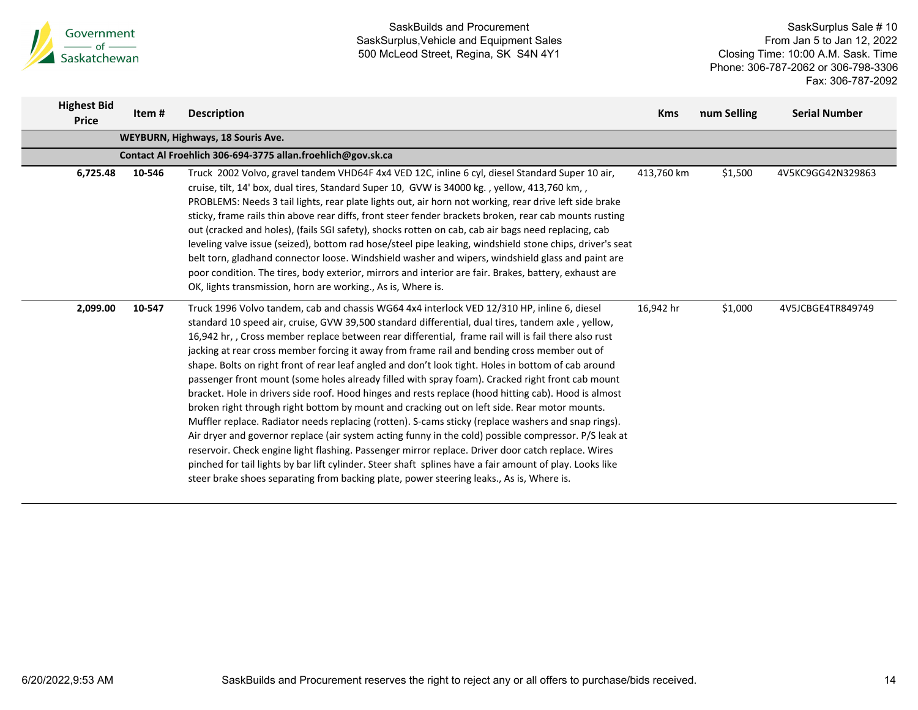| Highest Bid Price | Item # | Description | Kms | num Selling | Serial Number |
|---|---|---|---|---|---|
| | | **WEYBURN, Highways, 18 Souris Ave.** | | | |
| | | **Contact Al Froehlich 306-694-3775 allan.froehlich@gov.sk.ca** | | | |
| 6,725.48 | 10-546 | Truck 2002 Volvo, gravel tandem VHD64F 4x4 VED 12C, inline 6 cyl, diesel Standard Super 10 air, cruise, tilt, 14' box, dual tires, Standard Super 10, GVW is 34000 kg. , yellow, 413,760 km, , PROBLEMS: Needs 3 tail lights, rear plate lights out, air horn not working, rear drive left side brake sticky, frame rails thin above rear diffs, front steer fender brackets broken, rear cab mounts rusting out (cracked and holes), (fails SGI safety), shocks rotten on cab, cab air bags need replacing, cab leveling valve issue (seized), bottom rad hose/steel pipe leaking, windshield stone chips, driver's seat belt torn, gladhand connector loose. Windshield washer and wipers, windshield glass and paint are poor condition. The tires, body exterior, mirrors and interior are fair. Brakes, battery, exhaust are OK, lights transmission, horn are working., As is, Where is. | 413,760 km | $1,500 | 4V5KC9GG42N329863 |
| 2,099.00 | 10-547 | Truck 1996 Volvo tandem, cab and chassis WG64 4x4 interlock VED 12/310 HP, inline 6, diesel standard 10 speed air, cruise, GVW 39,500 standard differential, dual tires, tandem axle , yellow, 16,942 hr, , Cross member replace between rear differential, frame rail will is fail there also rust jacking at rear cross member forcing it away from frame rail and bending cross member out of shape. Bolts on right front of rear leaf angled and don't look tight. Holes in bottom of cab around passenger front mount (some holes already filled with spray foam). Cracked right front cab mount bracket. Hole in drivers side roof. Hood hinges and rests replace (hood hitting cab). Hood is almost broken right through right bottom by mount and cracking out on left side. Rear motor mounts. Muffler replace. Radiator needs replacing (rotten). S-cams sticky (replace washers and snap rings). Air dryer and governor replace (air system acting funny in the cold) possible compressor. P/S leak at reservoir. Check engine light flashing. Passenger mirror replace. Driver door catch replace. Wires pinched for tail lights by bar lift cylinder. Steer shaft splines have a fair amount of play. Looks like steer brake shoes separating from backing plate, power steering leaks., As is, Where is. | 16,942 hr | $1,000 | 4V5JCBGE4TR849749 |

SaskBuilds and Procurement reserves the right to reject any or all offers to purchase/bids received.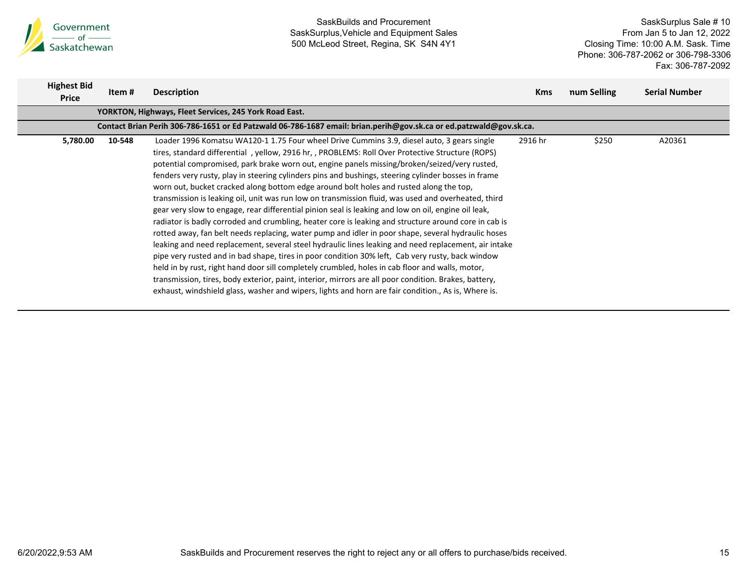| Highest Bid Price | Item # | Description | Kms | num Selling | Serial Number |
|---|---|---|---|---|---|
| | | **YORKTON, Highways, Fleet Services, 245 York Road East.** | | | |
| | | **Contact Brian Perih 306-786-1651 or Ed Patzwald 06-786-1687 email: brian.perih@gov.sk.ca or ed.patzwald@gov.sk.ca.** | | | |
| **5,780.00** | **10-548** | Loader 1996 Komatsu WA120-1 1.75 Four wheel Drive Cummins 3.9, diesel auto, 3 gears single tires, standard differential , yellow, 2916 hr, , PROBLEMS: Roll Over Protective Structure (ROPS) potential compromised, park brake worn out, engine panels missing/broken/seized/very rusted, fenders very rusty, play in steering cylinders pins and bushings, steering cylinder bosses in frame worn out, bucket cracked along bottom edge around bolt holes and rusted along the top, transmission is leaking oil, unit was run low on transmission fluid, was used and overheated, third gear very slow to engage, rear differential pinion seal is leaking and low on oil, engine oil leak, radiator is badly corroded and crumbling, heater core is leaking and structure around core in cab is rotted away, fan belt needs replacing, water pump and idler in poor shape, several hydraulic hoses leaking and need replacement, several steel hydraulic lines leaking and need replacement, air intake pipe very rusted and in bad shape, tires in poor condition 30% left, Cab very rusty, back window held in by rust, right hand door sill completely crumbled, holes in cab floor and walls, motor, transmission, tires, body exterior, paint, interior, mirrors are all poor condition. Brakes, battery, exhaust, windshield glass, washer and wipers, lights and horn are fair condition., As is, Where is. | 2916 hr | $250 | A20361 |

SaskBuilds and Procurement reserves the right to reject any or all offers to purchase/bids received.